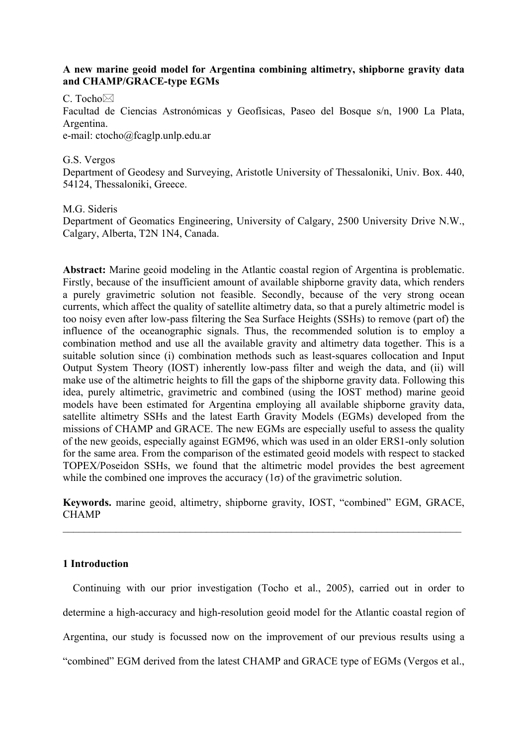**A new marine geoid model for Argentina combining altimetry, shipborne gravity data and CHAMP/GRACE-type EGMs**

C. Tocho✉
Facultad de Ciencias Astronómicas y Geofísicas, Paseo del Bosque s/n, 1900 La Plata, Argentina.
e-mail: ctocho@fcaglp.unlp.edu.ar

G.S. Vergos
Department of Geodesy and Surveying, Aristotle University of Thessaloniki, Univ. Box. 440, 54124, Thessaloniki, Greece.

M.G. Sideris
Department of Geomatics Engineering, University of Calgary, 2500 University Drive N.W., Calgary, Alberta, T2N 1N4, Canada.

**Abstract:** Marine geoid modeling in the Atlantic coastal region of Argentina is problematic. Firstly, because of the insufficient amount of available shipborne gravity data, which renders a purely gravimetric solution not feasible. Secondly, because of the very strong ocean currents, which affect the quality of satellite altimetry data, so that a purely altimetric model is too noisy even after low-pass filtering the Sea Surface Heights (SSHs) to remove (part of) the influence of the oceanographic signals. Thus, the recommended solution is to employ a combination method and use all the available gravity and altimetry data together. This is a suitable solution since (i) combination methods such as least-squares collocation and Input Output System Theory (IOST) inherently low-pass filter and weigh the data, and (ii) will make use of the altimetric heights to fill the gaps of the shipborne gravity data. Following this idea, purely altimetric, gravimetric and combined (using the IOST method) marine geoid models have been estimated for Argentina employing all available shipborne gravity data, satellite altimetry SSHs and the latest Earth Gravity Models (EGMs) developed from the missions of CHAMP and GRACE. The new EGMs are especially useful to assess the quality of the new geoids, especially against EGM96, which was used in an older ERS1-only solution for the same area. From the comparison of the estimated geoid models with respect to stacked TOPEX/Poseidon SSHs, we found that the altimetric model provides the best agreement while the combined one improves the accuracy (1σ) of the gravimetric solution.

**Keywords.** marine geoid, altimetry, shipborne gravity, IOST, "combined" EGM, GRACE, CHAMP

---

## 1 Introduction

Continuing with our prior investigation (Tocho et al., 2005), carried out in order to determine a high-accuracy and high-resolution geoid model for the Atlantic coastal region of Argentina, our study is focussed now on the improvement of our previous results using a "combined" EGM derived from the latest CHAMP and GRACE type of EGMs (Vergos et al.,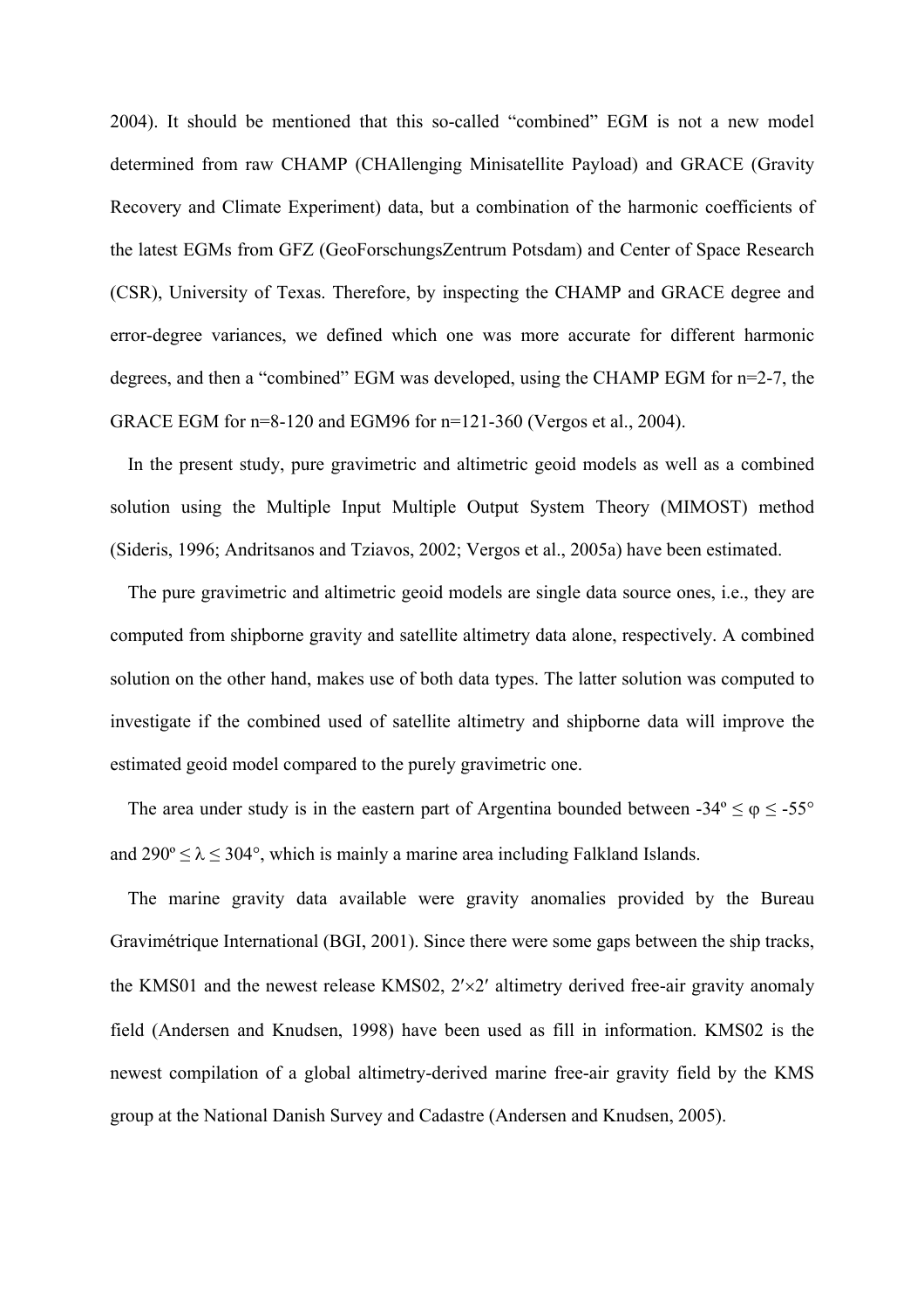2004). It should be mentioned that this so-called "combined" EGM is not a new model determined from raw CHAMP (CHAllenging Minisatellite Payload) and GRACE (Gravity Recovery and Climate Experiment) data, but a combination of the harmonic coefficients of the latest EGMs from GFZ (GeoForschungsZentrum Potsdam) and Center of Space Research (CSR), University of Texas. Therefore, by inspecting the CHAMP and GRACE degree and error-degree variances, we defined which one was more accurate for different harmonic degrees, and then a "combined" EGM was developed, using the CHAMP EGM for n=2-7, the GRACE EGM for n=8-120 and EGM96 for n=121-360 (Vergos et al., 2004).

In the present study, pure gravimetric and altimetric geoid models as well as a combined solution using the Multiple Input Multiple Output System Theory (MIMOST) method (Sideris, 1996; Andritsanos and Tziavos, 2002; Vergos et al., 2005a) have been estimated.

The pure gravimetric and altimetric geoid models are single data source ones, i.e., they are computed from shipborne gravity and satellite altimetry data alone, respectively. A combined solution on the other hand, makes use of both data types. The latter solution was computed to investigate if the combined used of satellite altimetry and shipborne data will improve the estimated geoid model compared to the purely gravimetric one.

The area under study is in the eastern part of Argentina bounded between $-34^{\circ} \leq \varphi \leq -55^{\circ}$ and $290^{\circ} \leq \lambda \leq 304^{\circ}$, which is mainly a marine area including Falkland Islands.

The marine gravity data available were gravity anomalies provided by the Bureau Gravimétrique International (BGI, 2001). Since there were some gaps between the ship tracks, the KMS01 and the newest release KMS02, $2' \times 2'$ altimetry derived free-air gravity anomaly field (Andersen and Knudsen, 1998) have been used as fill in information. KMS02 is the newest compilation of a global altimetry-derived marine free-air gravity field by the KMS group at the National Danish Survey and Cadastre (Andersen and Knudsen, 2005).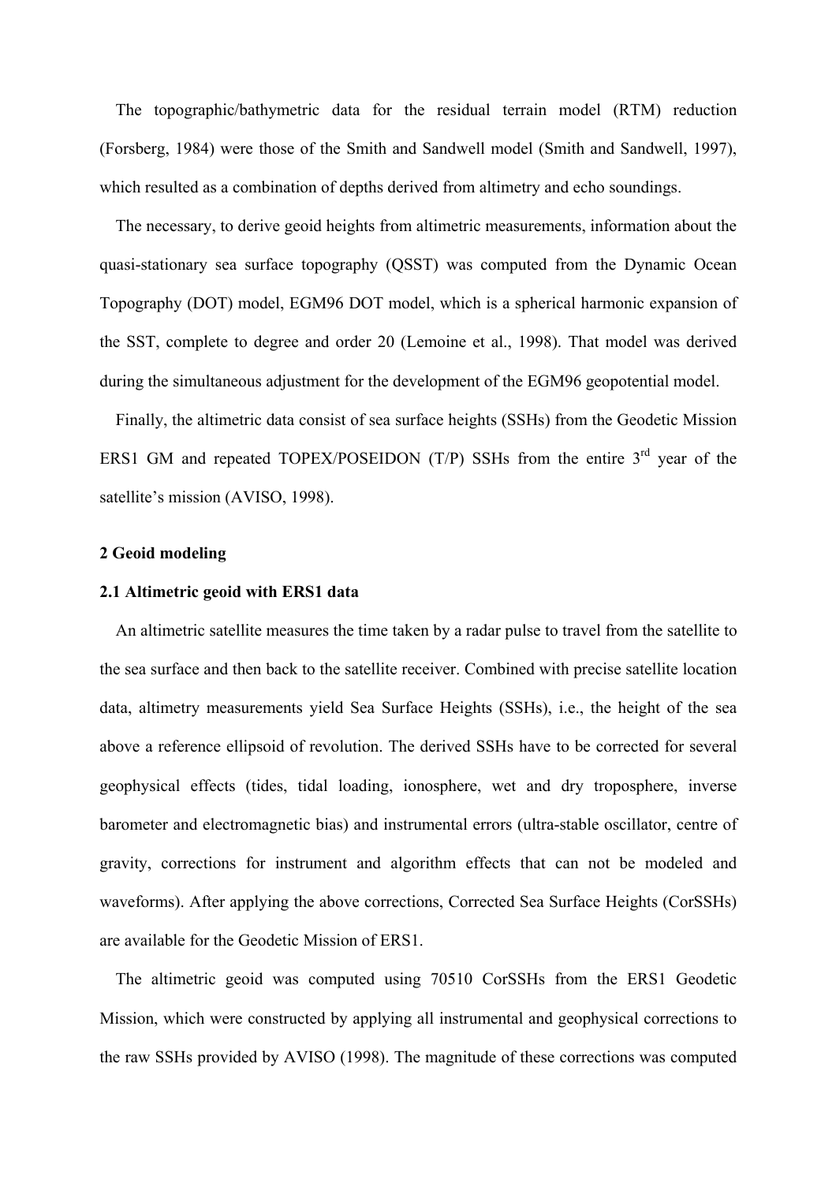The topographic/bathymetric data for the residual terrain model (RTM) reduction (Forsberg, 1984) were those of the Smith and Sandwell model (Smith and Sandwell, 1997), which resulted as a combination of depths derived from altimetry and echo soundings.

The necessary, to derive geoid heights from altimetric measurements, information about the quasi-stationary sea surface topography (QSST) was computed from the Dynamic Ocean Topography (DOT) model, EGM96 DOT model, which is a spherical harmonic expansion of the SST, complete to degree and order 20 (Lemoine et al., 1998). That model was derived during the simultaneous adjustment for the development of the EGM96 geopotential model.

Finally, the altimetric data consist of sea surface heights (SSHs) from the Geodetic Mission ERS1 GM and repeated TOPEX/POSEIDON (T/P) SSHs from the entire 3rd year of the satellite's mission (AVISO, 1998).

## 2 Geoid modeling

### 2.1 Altimetric geoid with ERS1 data

An altimetric satellite measures the time taken by a radar pulse to travel from the satellite to the sea surface and then back to the satellite receiver. Combined with precise satellite location data, altimetry measurements yield Sea Surface Heights (SSHs), i.e., the height of the sea above a reference ellipsoid of revolution. The derived SSHs have to be corrected for several geophysical effects (tides, tidal loading, ionosphere, wet and dry troposphere, inverse barometer and electromagnetic bias) and instrumental errors (ultra-stable oscillator, centre of gravity, corrections for instrument and algorithm effects that can not be modeled and waveforms). After applying the above corrections, Corrected Sea Surface Heights (CorSSHs) are available for the Geodetic Mission of ERS1.

The altimetric geoid was computed using 70510 CorSSHs from the ERS1 Geodetic Mission, which were constructed by applying all instrumental and geophysical corrections to the raw SSHs provided by AVISO (1998). The magnitude of these corrections was computed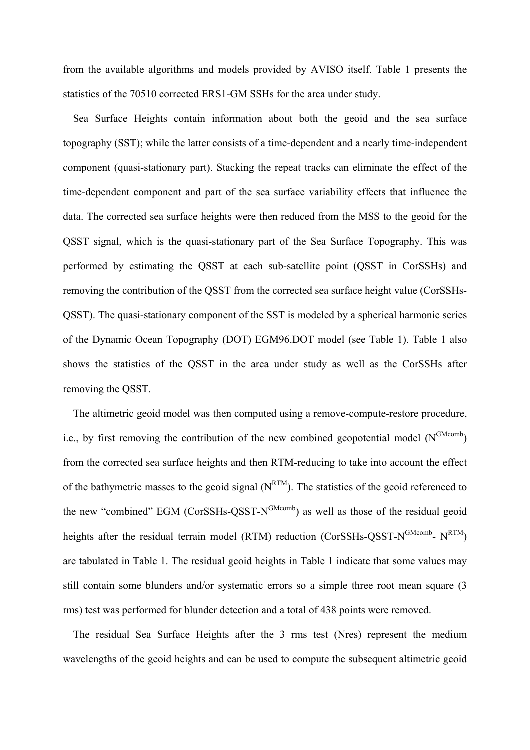from the available algorithms and models provided by AVISO itself. Table 1 presents the statistics of the 70510 corrected ERS1-GM SSHs for the area under study.

Sea Surface Heights contain information about both the geoid and the sea surface topography (SST); while the latter consists of a time-dependent and a nearly time-independent component (quasi-stationary part). Stacking the repeat tracks can eliminate the effect of the time-dependent component and part of the sea surface variability effects that influence the data. The corrected sea surface heights were then reduced from the MSS to the geoid for the QSST signal, which is the quasi-stationary part of the Sea Surface Topography. This was performed by estimating the QSST at each sub-satellite point (QSST in CorSSHs) and removing the contribution of the QSST from the corrected sea surface height value (CorSSHs-QSST). The quasi-stationary component of the SST is modeled by a spherical harmonic series of the Dynamic Ocean Topography (DOT) EGM96.DOT model (see Table 1). Table 1 also shows the statistics of the QSST in the area under study as well as the CorSSHs after removing the QSST.

The altimetric geoid model was then computed using a remove-compute-restore procedure, i.e., by first removing the contribution of the new combined geopotential model ($N^{GMcomb}$) from the corrected sea surface heights and then RTM-reducing to take into account the effect of the bathymetric masses to the geoid signal ($N^{RTM}$). The statistics of the geoid referenced to the new "combined" EGM (CorSSHs-QSST-$N^{GMcomb}$) as well as those of the residual geoid heights after the residual terrain model (RTM) reduction (CorSSHs-QSST-$N^{GMcomb}$- $N^{RTM}$) are tabulated in Table 1. The residual geoid heights in Table 1 indicate that some values may still contain some blunders and/or systematic errors so a simple three root mean square (3 rms) test was performed for blunder detection and a total of 438 points were removed.

The residual Sea Surface Heights after the 3 rms test (Nres) represent the medium wavelengths of the geoid heights and can be used to compute the subsequent altimetric geoid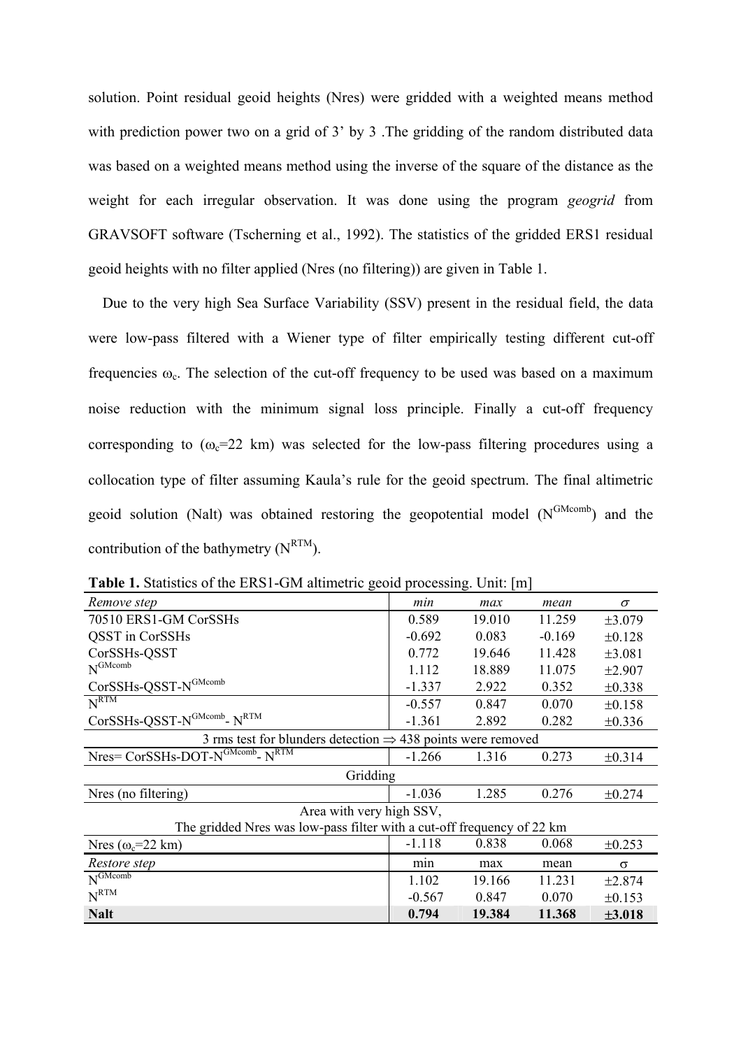solution. Point residual geoid heights (Nres) were gridded with a weighted means method with prediction power two on a grid of 3' by 3 .The gridding of the random distributed data was based on a weighted means method using the inverse of the square of the distance as the weight for each irregular observation. It was done using the program *geogrid* from GRAVSOFT software (Tscherning et al., 1992). The statistics of the gridded ERS1 residual geoid heights with no filter applied (Nres (no filtering)) are given in Table 1.

Due to the very high Sea Surface Variability (SSV) present in the residual field, the data were low-pass filtered with a Wiener type of filter empirically testing different cut-off frequencies $\omega_c$. The selection of the cut-off frequency to be used was based on a maximum noise reduction with the minimum signal loss principle. Finally a cut-off frequency corresponding to ($\omega_c$=22 km) was selected for the low-pass filtering procedures using a collocation type of filter assuming Kaula's rule for the geoid spectrum. The final altimetric geoid solution (Nalt) was obtained restoring the geopotential model ($N^{GMcomb}$) and the contribution of the bathymetry ($N^{RTM}$).

**Table 1.** Statistics of the ERS1-GM altimetric geoid processing. Unit: [m]

| *Remove step* | *min* | *max* | *mean* | $\sigma$ |
|---|---|---|---|---|
| 70510 ERS1-GM CorSSHs | 0.589 | 19.010 | 11.259 | ±3.079 |
| QSST in CorSSHs | -0.692 | 0.083 | -0.169 | ±0.128 |
| CorSSHs-QSST | 0.772 | 19.646 | 11.428 | ±3.081 |
| $N^{GMcomb}$ | 1.112 | 18.889 | 11.075 | ±2.907 |
| CorSSHs-QSST-$N^{GMcomb}$ | -1.337 | 2.922 | 0.352 | ±0.338 |
| $N^{RTM}$ | -0.557 | 0.847 | 0.070 | ±0.158 |
| CorSSHs-QSST-$N^{GMcomb}$- $N^{RTM}$ | -1.361 | 2.892 | 0.282 | ±0.336 |
| 3 rms test for blunders detection ⇒ 438 points were removed | | | | |
| Nres= CorSSHs-DOT-$N^{GMcomb}$- $N^{RTM}$ | -1.266 | 1.316 | 0.273 | ±0.314 |
| Gridding | | | | |
| Nres (no filtering) | -1.036 | 1.285 | 0.276 | ±0.274 |
| Area with very high SSV, The gridded Nres was low-pass filter with a cut-off frequency of 22 km | | | | |
| Nres ($\omega_c$=22 km) | -1.118 | 0.838 | 0.068 | ±0.253 |
| *Restore step* | min | max | mean | $\sigma$ |
| $N^{GMcomb}$ | 1.102 | 19.166 | 11.231 | ±2.874 |
| $N^{RTM}$ | -0.567 | 0.847 | 0.070 | ±0.153 |
| **Nalt** | **0.794** | **19.384** | **11.368** | **±3.018** |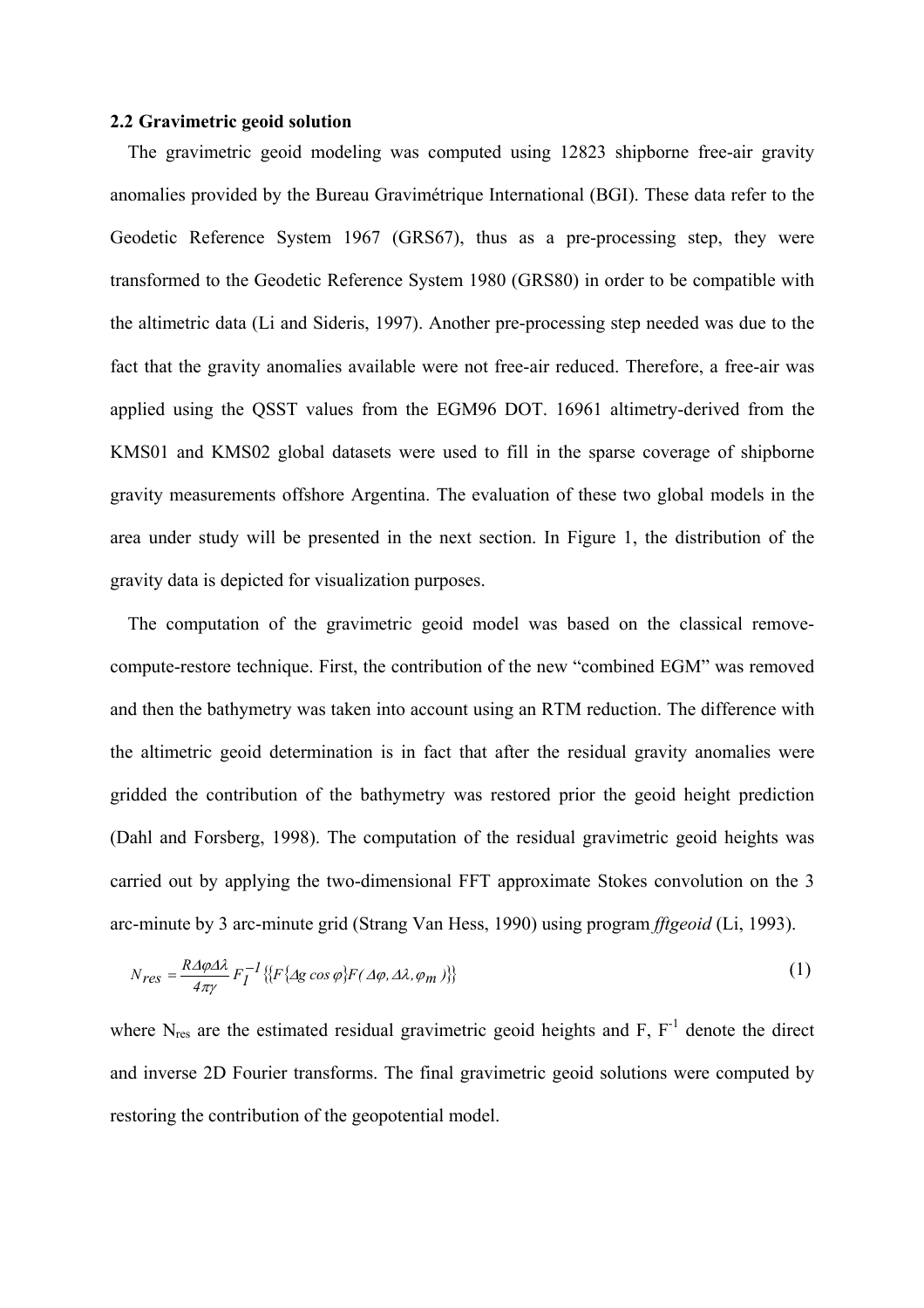### 2.2 Gravimetric geoid solution

The gravimetric geoid modeling was computed using 12823 shipborne free-air gravity anomalies provided by the Bureau Gravimétrique International (BGI). These data refer to the Geodetic Reference System 1967 (GRS67), thus as a pre-processing step, they were transformed to the Geodetic Reference System 1980 (GRS80) in order to be compatible with the altimetric data (Li and Sideris, 1997). Another pre-processing step needed was due to the fact that the gravity anomalies available were not free-air reduced. Therefore, a free-air was applied using the QSST values from the EGM96 DOT. 16961 altimetry-derived from the KMS01 and KMS02 global datasets were used to fill in the sparse coverage of shipborne gravity measurements offshore Argentina. The evaluation of these two global models in the area under study will be presented in the next section. In Figure 1, the distribution of the gravity data is depicted for visualization purposes.

The computation of the gravimetric geoid model was based on the classical remove-compute-restore technique. First, the contribution of the new "combined EGM" was removed and then the bathymetry was taken into account using an RTM reduction. The difference with the altimetric geoid determination is in fact that after the residual gravity anomalies were gridded the contribution of the bathymetry was restored prior the geoid height prediction (Dahl and Forsberg, 1998). The computation of the residual gravimetric geoid heights was carried out by applying the two-dimensional FFT approximate Stokes convolution on the 3 arc-minute by 3 arc-minute grid (Strang Van Hess, 1990) using program *fftgeoid* (Li, 1993).

$$N_{res} = \frac{R\Delta\varphi\Delta\lambda}{4\pi\gamma} F_1^{-1}\{\{F\{\Delta g \cos\varphi\}F(\Delta\varphi, \Delta\lambda, \varphi_m)\}\} \tag{1}$$

where $N_{res}$ are the estimated residual gravimetric geoid heights and F, $F^{-1}$ denote the direct and inverse 2D Fourier transforms. The final gravimetric geoid solutions were computed by restoring the contribution of the geopotential model.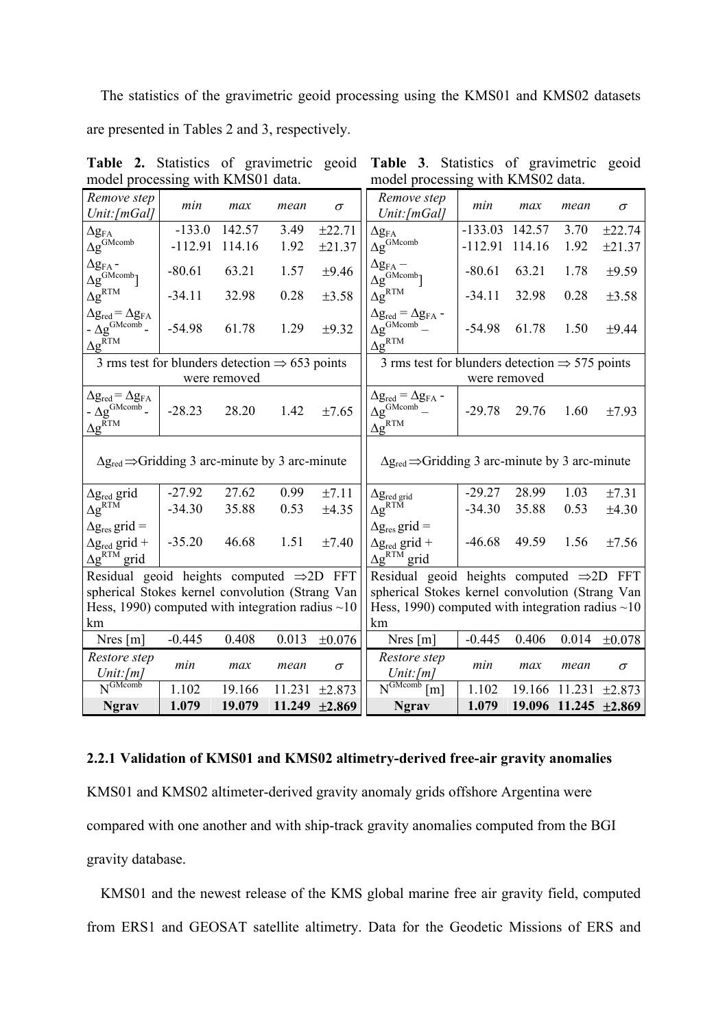The statistics of the gravimetric geoid processing using the KMS01 and KMS02 datasets are presented in Tables 2 and 3, respectively.

**Table 2.** Statistics of gravimetric geoid model processing with KMS01 data.

| *Remove step Unit:[mGal]* | *min* | *max* | *mean* | $\sigma$ |
|---|---|---|---|---|
| $\Delta g_{FA}$ | -133.0 | 142.57 | 3.49 | ±22.71 |
| $\Delta g^{GMcomb}$ | -112.91 | 114.16 | 1.92 | ±21.37 |
| $\Delta g_{FA} - \Delta g^{GMcomb}$] | -80.61 | 63.21 | 1.57 | ±9.46 |
| $\Delta g^{RTM}$ | -34.11 | 32.98 | 0.28 | ±3.58 |
| $\Delta g_{red} = \Delta g_{FA} - \Delta g^{GMcomb} - \Delta g^{RTM}$ | -54.98 | 61.78 | 1.29 | ±9.32 |
| 3 rms test for blunders detection ⇒ 653 points were removed | | | | |
| $\Delta g_{red} = \Delta g_{FA} - \Delta g^{GMcomb} - \Delta g^{RTM}$ | -28.23 | 28.20 | 1.42 | ±7.65 |
| $\Delta g_{red}$ ⇒Gridding 3 arc-minute by 3 arc-minute | | | | |
| $\Delta g_{red}$ grid | -27.92 | 27.62 | 0.99 | ±7.11 |
| $\Delta g^{RTM}$ | -34.30 | 35.88 | 0.53 | ±4.35 |
| $\Delta g_{res}$ grid = $\Delta g_{red}$ grid + $\Delta g^{RTM}$ grid | -35.20 | 46.68 | 1.51 | ±7.40 |
| Residual geoid heights computed ⇒2D FFT spherical Stokes kernel convolution (Strang Van Hess, 1990) computed with integration radius ~10 km | | | | |
| Nres [m] | -0.445 | 0.408 | 0.013 | ±0.076 |
| *Restore step Unit:[m]* | *min* | *max* | *mean* | $\sigma$ |
| $N^{GMcomb}$ | 1.102 | 19.166 | 11.231 | ±2.873 |
| **Ngrav** | **1.079** | **19.079** | **11.249** | **±2.869** |

**Table 3**. Statistics of gravimetric geoid model processing with KMS02 data.

| *Remove step Unit:[mGal]* | *min* | *max* | *mean* | $\sigma$ |
|---|---|---|---|---|
| $\Delta g_{FA}$ | -133.03 | 142.57 | 3.70 | ±22.74 |
| $\Delta g^{GMcomb}$ | -112.91 | 114.16 | 1.92 | ±21.37 |
| $\Delta g_{FA} - \Delta g^{GMcomb}$] | -80.61 | 63.21 | 1.78 | ±9.59 |
| $\Delta g^{RTM}$ | -34.11 | 32.98 | 0.28 | ±3.58 |
| $\Delta g_{red} = \Delta g_{FA} - \Delta g^{GMcomb} - \Delta g^{RTM}$ | -54.98 | 61.78 | 1.50 | ±9.44 |
| 3 rms test for blunders detection ⇒ 575 points were removed | | | | |
| $\Delta g_{red} = \Delta g_{FA} - \Delta g^{GMcomb} - \Delta g^{RTM}$ | -29.78 | 29.76 | 1.60 | ±7.93 |
| $\Delta g_{red}$ ⇒Gridding 3 arc-minute by 3 arc-minute | | | | |
| $\Delta g_{red\ grid}$ | -29.27 | 28.99 | 1.03 | ±7.31 |
| $\Delta g^{RTM}$ | -34.30 | 35.88 | 0.53 | ±4.30 |
| $\Delta g_{res}$ grid = $\Delta g_{red}$ grid + $\Delta g^{RTM}$ grid | -46.68 | 49.59 | 1.56 | ±7.56 |
| Residual geoid heights computed ⇒2D FFT spherical Stokes kernel convolution (Strang Van Hess, 1990) computed with integration radius ~10 km | | | | |
| Nres [m] | -0.445 | 0.406 | 0.014 | ±0.078 |
| *Restore step Unit:[m]* | *min* | *max* | *mean* | $\sigma$ |
| $N^{GMcomb}$ [m] | 1.102 | 19.166 | 11.231 | ±2.873 |
| **Ngrav** | **1.079** | **19.096** | **11.245** | **±2.869** |

### 2.2.1 Validation of KMS01 and KMS02 altimetry-derived free-air gravity anomalies

KMS01 and KMS02 altimeter-derived gravity anomaly grids offshore Argentina were compared with one another and with ship-track gravity anomalies computed from the BGI gravity database.

KMS01 and the newest release of the KMS global marine free air gravity field, computed from ERS1 and GEOSAT satellite altimetry. Data for the Geodetic Missions of ERS and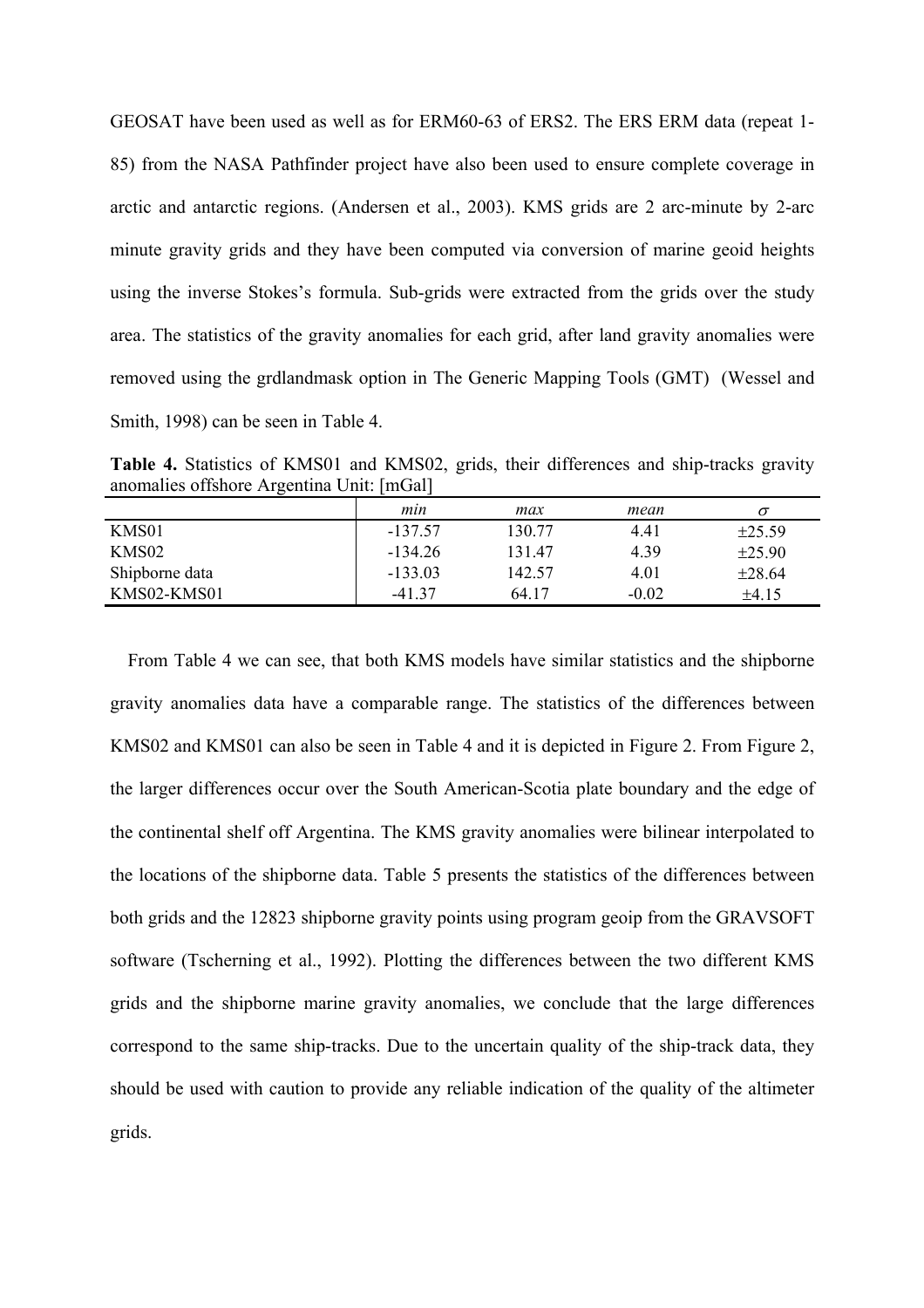GEOSAT have been used as well as for ERM60-63 of ERS2. The ERS ERM data (repeat 1-85) from the NASA Pathfinder project have also been used to ensure complete coverage in arctic and antarctic regions. (Andersen et al., 2003). KMS grids are 2 arc-minute by 2-arc minute gravity grids and they have been computed via conversion of marine geoid heights using the inverse Stokes's formula. Sub-grids were extracted from the grids over the study area. The statistics of the gravity anomalies for each grid, after land gravity anomalies were removed using the grdlandmask option in The Generic Mapping Tools (GMT) (Wessel and Smith, 1998) can be seen in Table 4.

**Table 4.** Statistics of KMS01 and KMS02, grids, their differences and ship-tracks gravity anomalies offshore Argentina Unit: [mGal]

| | *min* | *max* | *mean* | $\sigma$ |
|---|---|---|---|---|
| KMS01 | -137.57 | 130.77 | 4.41 | ±25.59 |
| KMS02 | -134.26 | 131.47 | 4.39 | ±25.90 |
| Shipborne data | -133.03 | 142.57 | 4.01 | ±28.64 |
| KMS02-KMS01 | -41.37 | 64.17 | -0.02 | ±4.15 |

From Table 4 we can see, that both KMS models have similar statistics and the shipborne gravity anomalies data have a comparable range. The statistics of the differences between KMS02 and KMS01 can also be seen in Table 4 and it is depicted in Figure 2. From Figure 2, the larger differences occur over the South American-Scotia plate boundary and the edge of the continental shelf off Argentina. The KMS gravity anomalies were bilinear interpolated to the locations of the shipborne data. Table 5 presents the statistics of the differences between both grids and the 12823 shipborne gravity points using program geoip from the GRAVSOFT software (Tscherning et al., 1992). Plotting the differences between the two different KMS grids and the shipborne marine gravity anomalies, we conclude that the large differences correspond to the same ship-tracks. Due to the uncertain quality of the ship-track data, they should be used with caution to provide any reliable indication of the quality of the altimeter grids.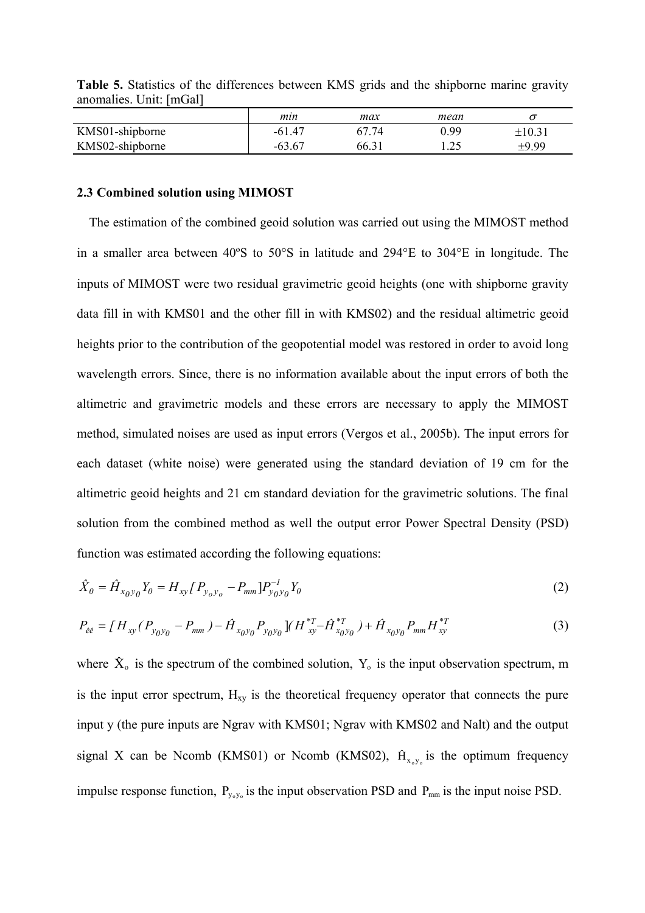**Table 5.** Statistics of the differences between KMS grids and the shipborne marine gravity anomalies. Unit: [mGal]

| | *min* | *max* | *mean* | $\sigma$ |
|---|---|---|---|---|
| KMS01-shipborne | -61.47 | 67.74 | 0.99 | ±10.31 |
| KMS02-shipborne | -63.67 | 66.31 | 1.25 | ±9.99 |

### 2.3 Combined solution using MIMOST

The estimation of the combined geoid solution was carried out using the MIMOST method in a smaller area between 40ºS to 50°S in latitude and 294°E to 304°E in longitude. The inputs of MIMOST were two residual gravimetric geoid heights (one with shipborne gravity data fill in with KMS01 and the other fill in with KMS02) and the residual altimetric geoid heights prior to the contribution of the geopotential model was restored in order to avoid long wavelength errors. Since, there is no information available about the input errors of both the altimetric and gravimetric models and these errors are necessary to apply the MIMOST method, simulated noises are used as input errors (Vergos et al., 2005b). The input errors for each dataset (white noise) were generated using the standard deviation of 19 cm for the altimetric geoid heights and 21 cm standard deviation for the gravimetric solutions. The final solution from the combined method as well the output error Power Spectral Density (PSD) function was estimated according the following equations:

$$\hat{X}_0 = \hat{H}_{x_0 y_0} Y_0 = H_{xy} [ P_{y_o y_o} - P_{mm} ] P_{y_0 y_0}^{-1} Y_0 \tag{2}$$

$$P_{\hat{e}\hat{e}} = [ H_{xy} ( P_{y_0 y_0} - P_{mm} ) - \hat{H}_{x_0 y_0} P_{y_0 y_0} ]( H_{xy}^{*T} - \hat{H}_{x_0 y_0}^{*T} ) + \hat{H}_{x_0 y_0} P_{mm} H_{xy}^{*T} \tag{3}$$

where $\hat{X}_o$ is the spectrum of the combined solution, $Y_o$ is the input observation spectrum, m is the input error spectrum, $H_{xy}$ is the theoretical frequency operator that connects the pure input y (the pure inputs are Ngrav with KMS01; Ngrav with KMS02 and Nalt) and the output signal X can be Ncomb (KMS01) or Ncomb (KMS02), $\hat{H}_{x_o y_o}$ is the optimum frequency impulse response function, $P_{y_o y_o}$ is the input observation PSD and $P_{mm}$ is the input noise PSD.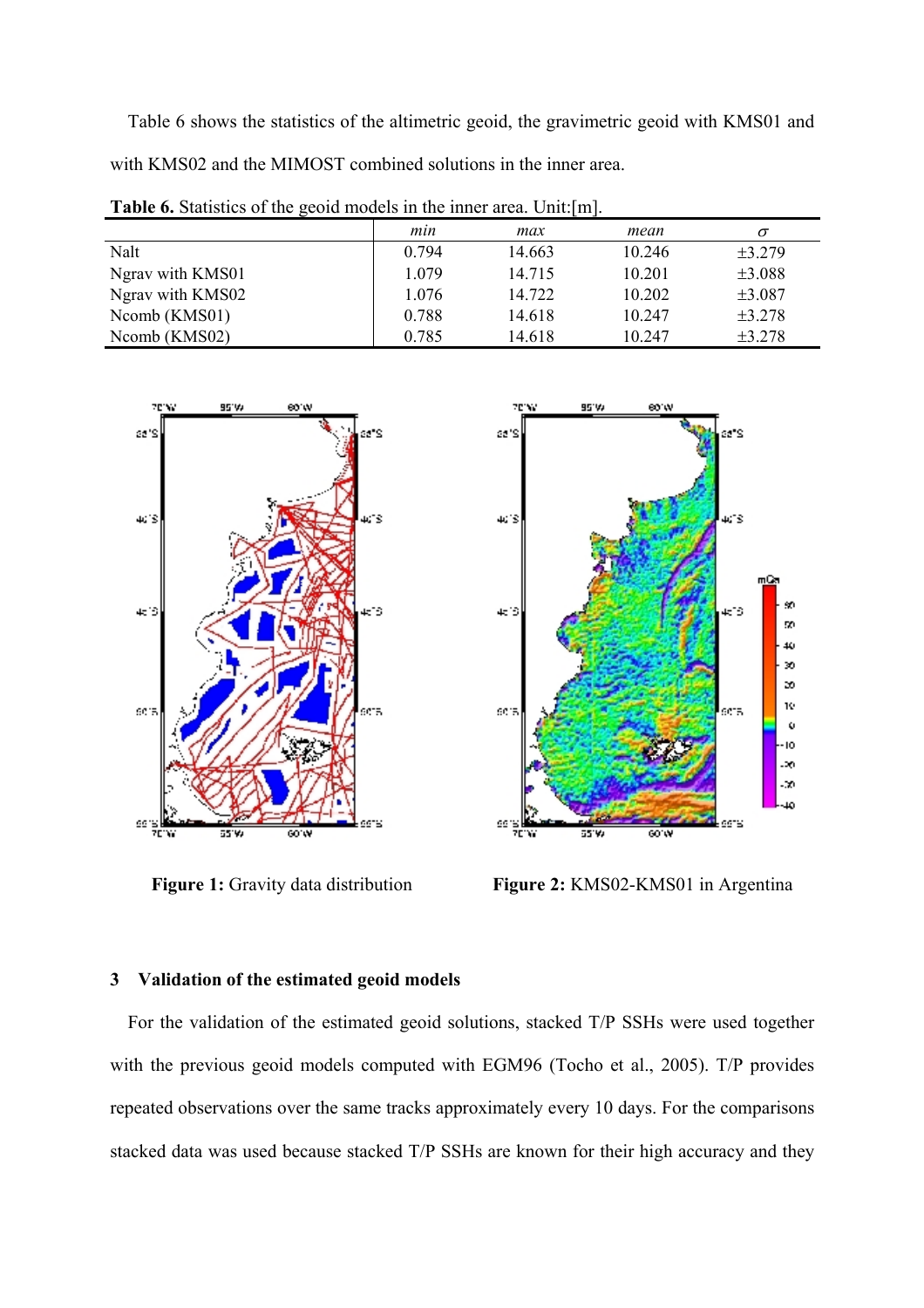Table 6 shows the statistics of the altimetric geoid, the gravimetric geoid with KMS01 and with KMS02 and the MIMOST combined solutions in the inner area.

**Table 6.** Statistics of the geoid models in the inner area. Unit:[m].

| | *min* | *max* | *mean* | $\sigma$ |
|---|---|---|---|---|
| Nalt | 0.794 | 14.663 | 10.246 | ±3.279 |
| Ngrav with KMS01 | 1.079 | 14.715 | 10.201 | ±3.088 |
| Ngrav with KMS02 | 1.076 | 14.722 | 10.202 | ±3.087 |
| Ncomb (KMS01) | 0.788 | 14.618 | 10.247 | ±3.278 |
| Ncomb (KMS02) | 0.785 | 14.618 | 10.247 | ±3.278 |

**Figure 1:** Gravity data distribution

**Figure 2:** KMS02-KMS01 in Argentina

## 3 Validation of the estimated geoid models

For the validation of the estimated geoid solutions, stacked T/P SSHs were used together with the previous geoid models computed with EGM96 (Tocho et al., 2005). T/P provides repeated observations over the same tracks approximately every 10 days. For the comparisons stacked data was used because stacked T/P SSHs are known for their high accuracy and they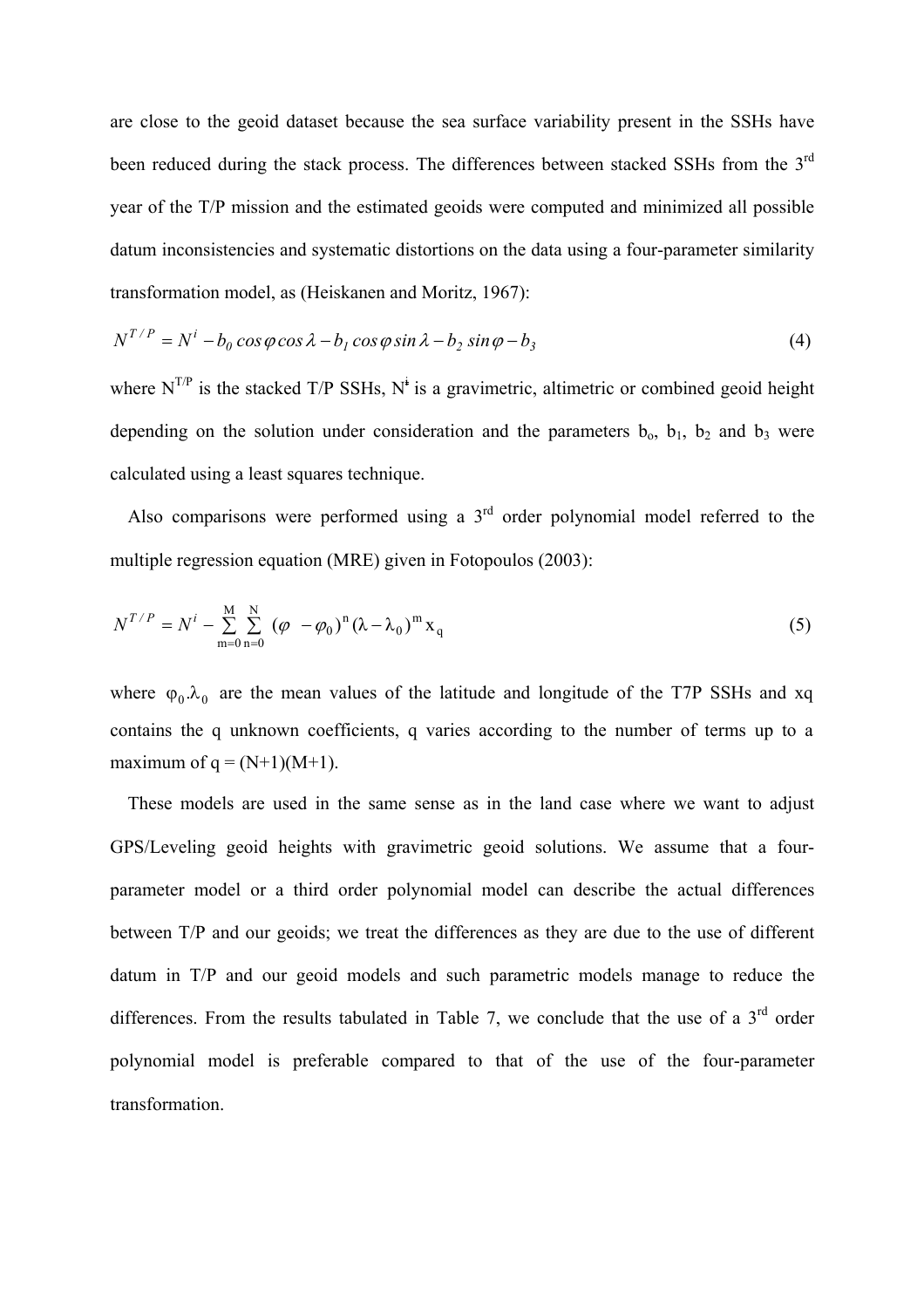are close to the geoid dataset because the sea surface variability present in the SSHs have been reduced during the stack process. The differences between stacked SSHs from the 3rd year of the T/P mission and the estimated geoids were computed and minimized all possible datum inconsistencies and systematic distortions on the data using a four-parameter similarity transformation model, as (Heiskanen and Moritz, 1967):

$$N^{T/P} = N^{i} - b_0 \cos\varphi \cos\lambda - b_1 \cos\varphi \sin\lambda - b_2 \sin\varphi - b_3 \tag{4}$$

where $N^{T/P}$ is the stacked T/P SSHs, $N^{i}$ is a gravimetric, altimetric or combined geoid height depending on the solution under consideration and the parameters $b_o$, $b_1$, $b_2$ and $b_3$ were calculated using a least squares technique.

Also comparisons were performed using a 3rd order polynomial model referred to the multiple regression equation (MRE) given in Fotopoulos (2003):

$$N^{T/P} = N^{i} - \sum_{m=0}^{M} \sum_{n=0}^{N} (\varphi - \varphi_0)^{n} (\lambda - \lambda_0)^{m} x_q \tag{5}$$

where $\varphi_0 . \lambda_0$ are the mean values of the latitude and longitude of the T7P SSHs and xq contains the q unknown coefficients, q varies according to the number of terms up to a maximum of q = (N+1)(M+1).

These models are used in the same sense as in the land case where we want to adjust GPS/Leveling geoid heights with gravimetric geoid solutions. We assume that a four-parameter model or a third order polynomial model can describe the actual differences between T/P and our geoids; we treat the differences as they are due to the use of different datum in T/P and our geoid models and such parametric models manage to reduce the differences. From the results tabulated in Table 7, we conclude that the use of a 3rd order polynomial model is preferable compared to that of the use of the four-parameter transformation.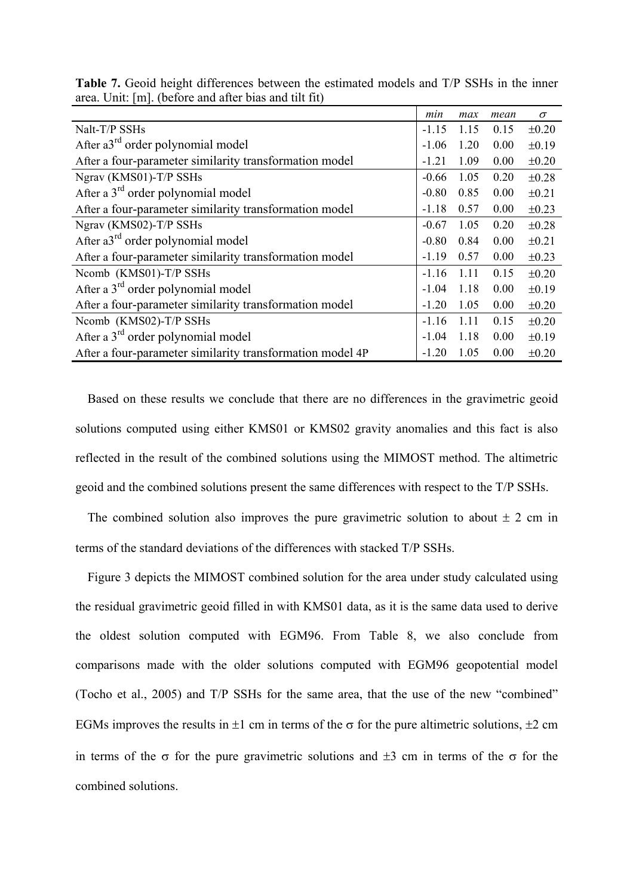**Table 7.** Geoid height differences between the estimated models and T/P SSHs in the inner area. Unit: [m]. (before and after bias and tilt fit)

| | *min* | *max* | *mean* | $\sigma$ |
|---|---|---|---|---|
| Nalt-T/P SSHs | -1.15 | 1.15 | 0.15 | ±0.20 |
| After a3$^{rd}$ order polynomial model | -1.06 | 1.20 | 0.00 | ±0.19 |
| After a four-parameter similarity transformation model | -1.21 | 1.09 | 0.00 | ±0.20 |
| Ngrav (KMS01)-T/P SSHs | -0.66 | 1.05 | 0.20 | ±0.28 |
| After a 3$^{rd}$ order polynomial model | -0.80 | 0.85 | 0.00 | ±0.21 |
| After a four-parameter similarity transformation model | -1.18 | 0.57 | 0.00 | ±0.23 |
| Ngrav (KMS02)-T/P SSHs | -0.67 | 1.05 | 0.20 | ±0.28 |
| After a3$^{rd}$ order polynomial model | -0.80 | 0.84 | 0.00 | ±0.21 |
| After a four-parameter similarity transformation model | -1.19 | 0.57 | 0.00 | ±0.23 |
| Ncomb (KMS01)-T/P SSHs | -1.16 | 1.11 | 0.15 | ±0.20 |
| After a 3$^{rd}$ order polynomial model | -1.04 | 1.18 | 0.00 | ±0.19 |
| After a four-parameter similarity transformation model | -1.20 | 1.05 | 0.00 | ±0.20 |
| Ncomb (KMS02)-T/P SSHs | -1.16 | 1.11 | 0.15 | ±0.20 |
| After a 3$^{rd}$ order polynomial model | -1.04 | 1.18 | 0.00 | ±0.19 |
| After a four-parameter similarity transformation model 4P | -1.20 | 1.05 | 0.00 | ±0.20 |

Based on these results we conclude that there are no differences in the gravimetric geoid solutions computed using either KMS01 or KMS02 gravity anomalies and this fact is also reflected in the result of the combined solutions using the MIMOST method. The altimetric geoid and the combined solutions present the same differences with respect to the T/P SSHs.

The combined solution also improves the pure gravimetric solution to about ± 2 cm in terms of the standard deviations of the differences with stacked T/P SSHs.

Figure 3 depicts the MIMOST combined solution for the area under study calculated using the residual gravimetric geoid filled in with KMS01 data, as it is the same data used to derive the oldest solution computed with EGM96. From Table 8, we also conclude from comparisons made with the older solutions computed with EGM96 geopotential model (Tocho et al., 2005) and T/P SSHs for the same area, that the use of the new "combined" EGMs improves the results in ±1 cm in terms of the $\sigma$ for the pure altimetric solutions, ±2 cm in terms of the $\sigma$ for the pure gravimetric solutions and ±3 cm in terms of the $\sigma$ for the combined solutions.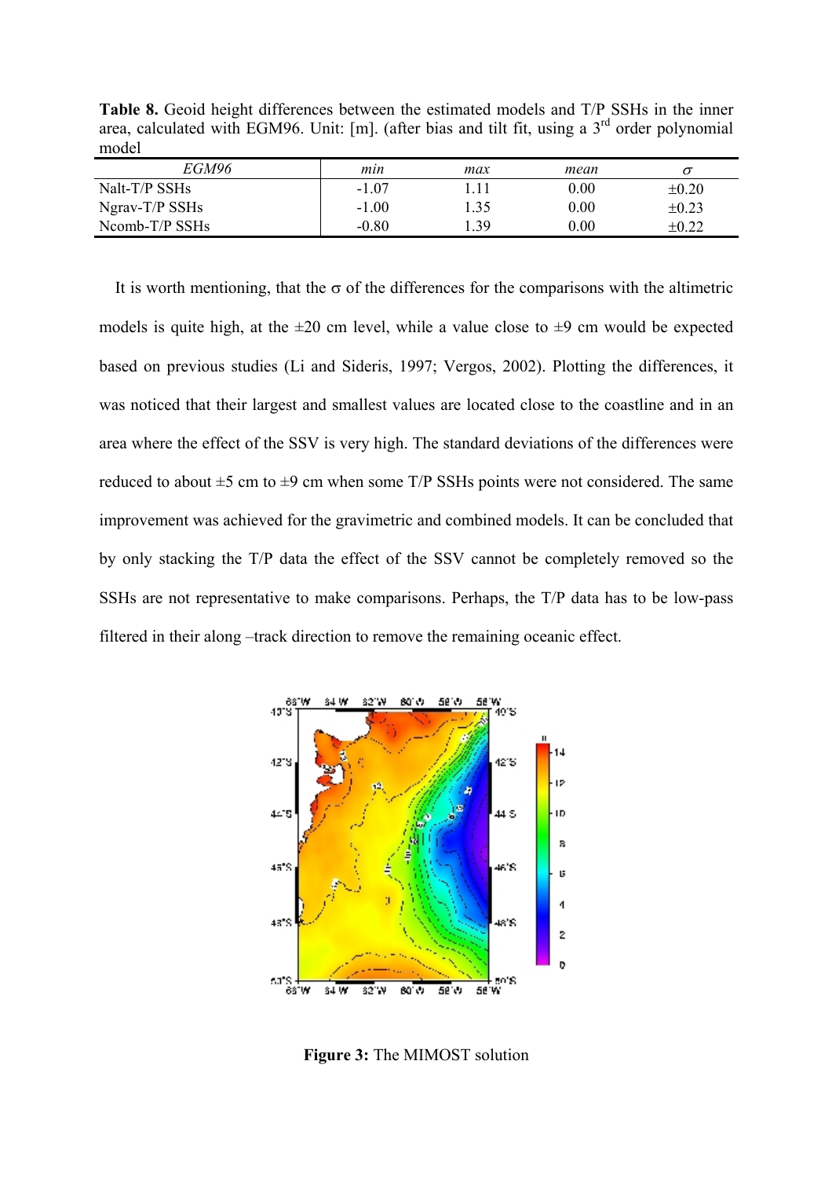**Table 8.** Geoid height differences between the estimated models and T/P SSHs in the inner area, calculated with EGM96. Unit: [m]. (after bias and tilt fit, using a 3rd order polynomial model

| *EGM96* | *min* | *max* | *mean* | $\sigma$ |
|---|---|---|---|---|
| Nalt-T/P SSHs | -1.07 | 1.11 | 0.00 | ±0.20 |
| Ngrav-T/P SSHs | -1.00 | 1.35 | 0.00 | ±0.23 |
| Ncomb-T/P SSHs | -0.80 | 1.39 | 0.00 | ±0.22 |

It is worth mentioning, that the $\sigma$ of the differences for the comparisons with the altimetric models is quite high, at the ±20 cm level, while a value close to ±9 cm would be expected based on previous studies (Li and Sideris, 1997; Vergos, 2002). Plotting the differences, it was noticed that their largest and smallest values are located close to the coastline and in an area where the effect of the SSV is very high. The standard deviations of the differences were reduced to about ±5 cm to ±9 cm when some T/P SSHs points were not considered. The same improvement was achieved for the gravimetric and combined models. It can be concluded that by only stacking the T/P data the effect of the SSV cannot be completely removed so the SSHs are not representative to make comparisons. Perhaps, the T/P data has to be low-pass filtered in their along –track direction to remove the remaining oceanic effect.

**Figure 3:** The MIMOST solution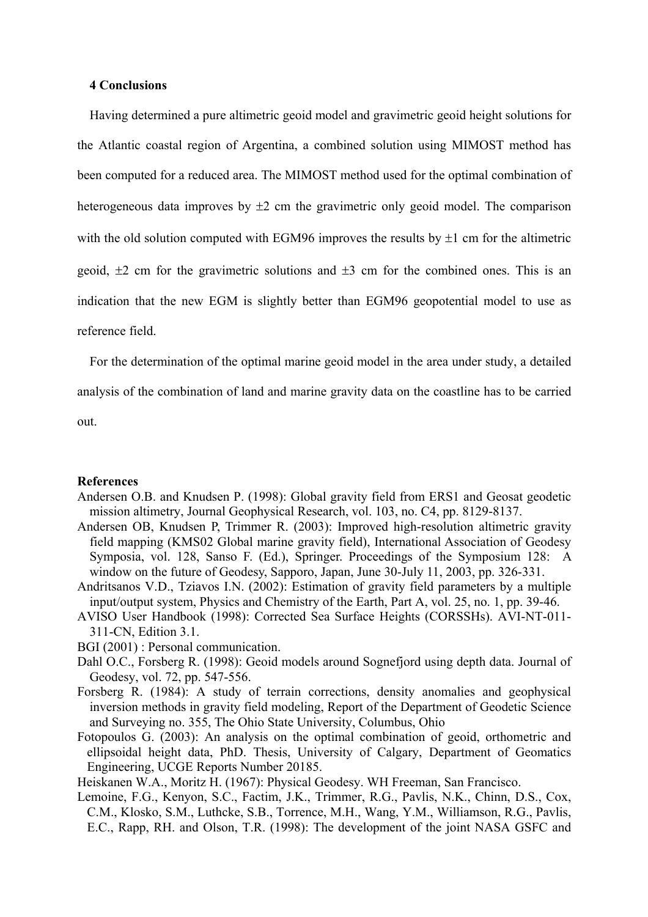## 4 Conclusions

Having determined a pure altimetric geoid model and gravimetric geoid height solutions for the Atlantic coastal region of Argentina, a combined solution using MIMOST method has been computed for a reduced area. The MIMOST method used for the optimal combination of heterogeneous data improves by ±2 cm the gravimetric only geoid model. The comparison with the old solution computed with EGM96 improves the results by ±1 cm for the altimetric geoid, ±2 cm for the gravimetric solutions and ±3 cm for the combined ones. This is an indication that the new EGM is slightly better than EGM96 geopotential model to use as reference field.

For the determination of the optimal marine geoid model in the area under study, a detailed analysis of the combination of land and marine gravity data on the coastline has to be carried out.

**References**

Andersen O.B. and Knudsen P. (1998): Global gravity field from ERS1 and Geosat geodetic mission altimetry, Journal Geophysical Research, vol. 103, no. C4, pp. 8129-8137.

Andersen OB, Knudsen P, Trimmer R. (2003): Improved high-resolution altimetric gravity field mapping (KMS02 Global marine gravity field), International Association of Geodesy Symposia, vol. 128, Sanso F. (Ed.), Springer. Proceedings of the Symposium 128: A window on the future of Geodesy, Sapporo, Japan, June 30-July 11, 2003, pp. 326-331.

Andritsanos V.D., Tziavos I.N. (2002): Estimation of gravity field parameters by a multiple input/output system, Physics and Chemistry of the Earth, Part A, vol. 25, no. 1, pp. 39-46.

AVISO User Handbook (1998): Corrected Sea Surface Heights (CORSSHs). AVI-NT-011-311-CN, Edition 3.1.

BGI (2001) : Personal communication.

Dahl O.C., Forsberg R. (1998): Geoid models around Sognefjord using depth data. Journal of Geodesy, vol. 72, pp. 547-556.

Forsberg R. (1984): A study of terrain corrections, density anomalies and geophysical inversion methods in gravity field modeling, Report of the Department of Geodetic Science and Surveying no. 355, The Ohio State University, Columbus, Ohio

Fotopoulos G. (2003): An analysis on the optimal combination of geoid, orthometric and ellipsoidal height data, PhD. Thesis, University of Calgary, Department of Geomatics Engineering, UCGE Reports Number 20185.

Heiskanen W.A., Moritz H. (1967): Physical Geodesy. WH Freeman, San Francisco.

Lemoine, F.G., Kenyon, S.C., Factim, J.K., Trimmer, R.G., Pavlis, N.K., Chinn, D.S., Cox, C.M., Klosko, S.M., Luthcke, S.B., Torrence, M.H., Wang, Y.M., Williamson, R.G., Pavlis, E.C., Rapp, RH. and Olson, T.R. (1998): The development of the joint NASA GSFC and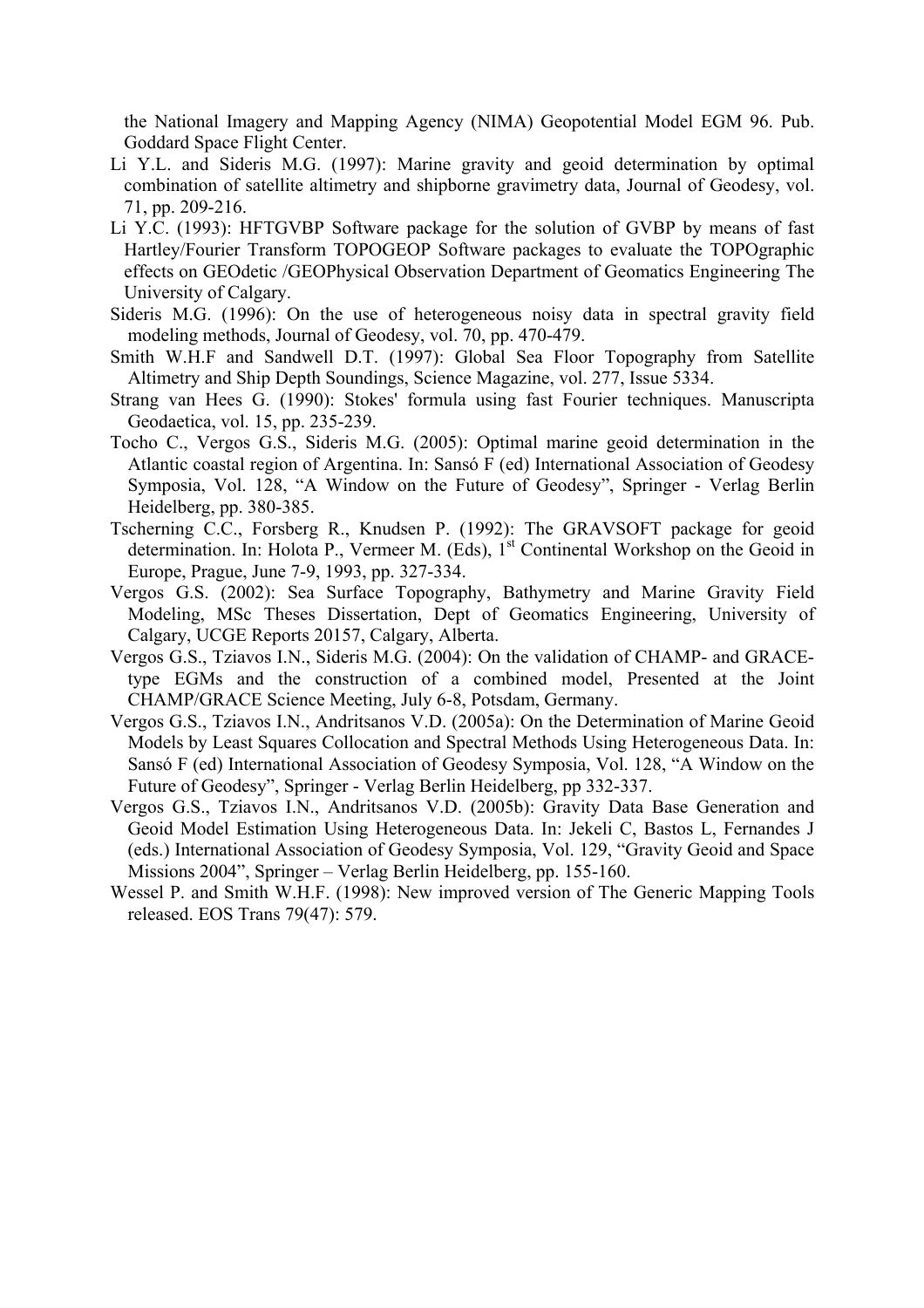the National Imagery and Mapping Agency (NIMA) Geopotential Model EGM 96. Pub. Goddard Space Flight Center.

Li Y.L. and Sideris M.G. (1997): Marine gravity and geoid determination by optimal combination of satellite altimetry and shipborne gravimetry data, Journal of Geodesy, vol. 71, pp. 209-216.

Li Y.C. (1993): HFTGVBP Software package for the solution of GVBP by means of fast Hartley/Fourier Transform TOPOGEOP Software packages to evaluate the TOPOgraphic effects on GEOdetic /GEOPhysical Observation Department of Geomatics Engineering The University of Calgary.

Sideris M.G. (1996): On the use of heterogeneous noisy data in spectral gravity field modeling methods, Journal of Geodesy, vol. 70, pp. 470-479.

Smith W.H.F and Sandwell D.T. (1997): Global Sea Floor Topography from Satellite Altimetry and Ship Depth Soundings, Science Magazine, vol. 277, Issue 5334.

Strang van Hees G. (1990): Stokes' formula using fast Fourier techniques. Manuscripta Geodaetica, vol. 15, pp. 235-239.

Tocho C., Vergos G.S., Sideris M.G. (2005): Optimal marine geoid determination in the Atlantic coastal region of Argentina. In: Sansó F (ed) International Association of Geodesy Symposia, Vol. 128, "A Window on the Future of Geodesy", Springer - Verlag Berlin Heidelberg, pp. 380-385.

Tscherning C.C., Forsberg R., Knudsen P. (1992): The GRAVSOFT package for geoid determination. In: Holota P., Vermeer M. (Eds), 1st Continental Workshop on the Geoid in Europe, Prague, June 7-9, 1993, pp. 327-334.

Vergos G.S. (2002): Sea Surface Topography, Bathymetry and Marine Gravity Field Modeling, MSc Theses Dissertation, Dept of Geomatics Engineering, University of Calgary, UCGE Reports 20157, Calgary, Alberta.

Vergos G.S., Tziavos I.N., Sideris M.G. (2004): On the validation of CHAMP- and GRACE-type EGMs and the construction of a combined model, Presented at the Joint CHAMP/GRACE Science Meeting, July 6-8, Potsdam, Germany.

Vergos G.S., Tziavos I.N., Andritsanos V.D. (2005a): On the Determination of Marine Geoid Models by Least Squares Collocation and Spectral Methods Using Heterogeneous Data. In: Sansó F (ed) International Association of Geodesy Symposia, Vol. 128, "A Window on the Future of Geodesy", Springer - Verlag Berlin Heidelberg, pp 332-337.

Vergos G.S., Tziavos I.N., Andritsanos V.D. (2005b): Gravity Data Base Generation and Geoid Model Estimation Using Heterogeneous Data. In: Jekeli C, Bastos L, Fernandes J (eds.) International Association of Geodesy Symposia, Vol. 129, "Gravity Geoid and Space Missions 2004", Springer – Verlag Berlin Heidelberg, pp. 155-160.

Wessel P. and Smith W.H.F. (1998): New improved version of The Generic Mapping Tools released. EOS Trans 79(47): 579.